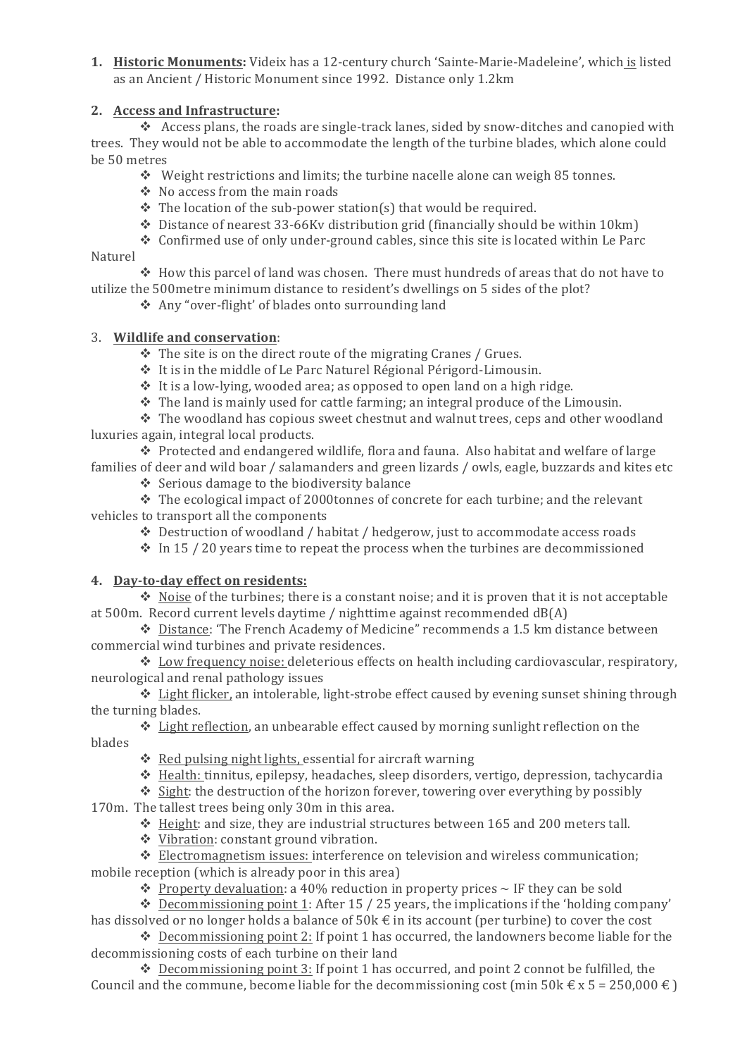1. **Historic Monuments:** Videix has a 12-century church 'Sainte-Marie-Madeleine', which is listed as an Ancient / Historic Monument since 1992. Distance only 1.2km

2. **Access and Infrastructure:**
   - Access plans, the roads are single-track lanes, sided by snow-ditches and canopied with trees. They would not be able to accommodate the length of the turbine blades, which alone could be 50 metres
   - Weight restrictions and limits; the turbine nacelle alone can weigh 85 tonnes.
   - No access from the main roads
   - The location of the sub-power station(s) that would be required.
   - Distance of nearest 33-66Kv distribution grid (financially should be within 10km)
   - Confirmed use of only under-ground cables, since this site is located within Le Parc Naturel
   - How this parcel of land was chosen. There must hundreds of areas that do not have to utilize the 500metre minimum distance to resident's dwellings on 5 sides of the plot?
   - Any "over-flight" of blades onto surrounding land

3. **Wildlife and conservation**:
   - The site is on the direct route of the migrating Cranes / Grues.
   - It is in the middle of Le Parc Naturel Régional Périgord-Limousin.
   - It is a low-lying, wooded area; as opposed to open land on a high ridge.
   - The land is mainly used for cattle farming; an integral produce of the Limousin.
   - The woodland has copious sweet chestnut and walnut trees, ceps and other woodland luxuries again, integral local products.
   - Protected and endangered wildlife, flora and fauna. Also habitat and welfare of large families of deer and wild boar / salamanders and green lizards / owls, eagle, buzzards and kites etc
   - Serious damage to the biodiversity balance
   - The ecological impact of 2000tonnes of concrete for each turbine; and the relevant vehicles to transport all the components
   - Destruction of woodland / habitat / hedgerow, just to accommodate access roads
   - In 15 / 20 years time to repeat the process when the turbines are decommissioned

4. **Day-to-day effect on residents:**
   - Noise of the turbines; there is a constant noise; and it is proven that it is not acceptable at 500m. Record current levels daytime / nighttime against recommended dB(A)
   - Distance: 'The French Academy of Medicine" recommends a 1.5 km distance between commercial wind turbines and private residences.
   - Low frequency noise: deleterious effects on health including cardiovascular, respiratory, neurological and renal pathology issues
   - Light flicker, an intolerable, light-strobe effect caused by evening sunset shining through the turning blades.
   - Light reflection, an unbearable effect caused by morning sunlight reflection on the blades
   - Red pulsing night lights, essential for aircraft warning
   - Health: tinnitus, epilepsy, headaches, sleep disorders, vertigo, depression, tachycardia
   - Sight: the destruction of the horizon forever, towering over everything by possibly 170m. The tallest trees being only 30m in this area.
   - Height: and size, they are industrial structures between 165 and 200 meters tall.
   - Vibration: constant ground vibration.
   - Electromagnetism issues: interference on television and wireless communication; mobile reception (which is already poor in this area)
   - Property devaluation: a 40% reduction in property prices ~ IF they can be sold
   - Decommissioning point 1: After 15 / 25 years, the implications if the 'holding company' has dissolved or no longer holds a balance of 50k € in its account (per turbine) to cover the cost
   - Decommissioning point 2: If point 1 has occurred, the landowners become liable for the decommissioning costs of each turbine on their land
   - Decommissioning point 3: If point 1 has occurred, and point 2 connot be fulfilled, the Council and the commune, become liable for the decommissioning cost (min 50k € x 5 = 250,000 € )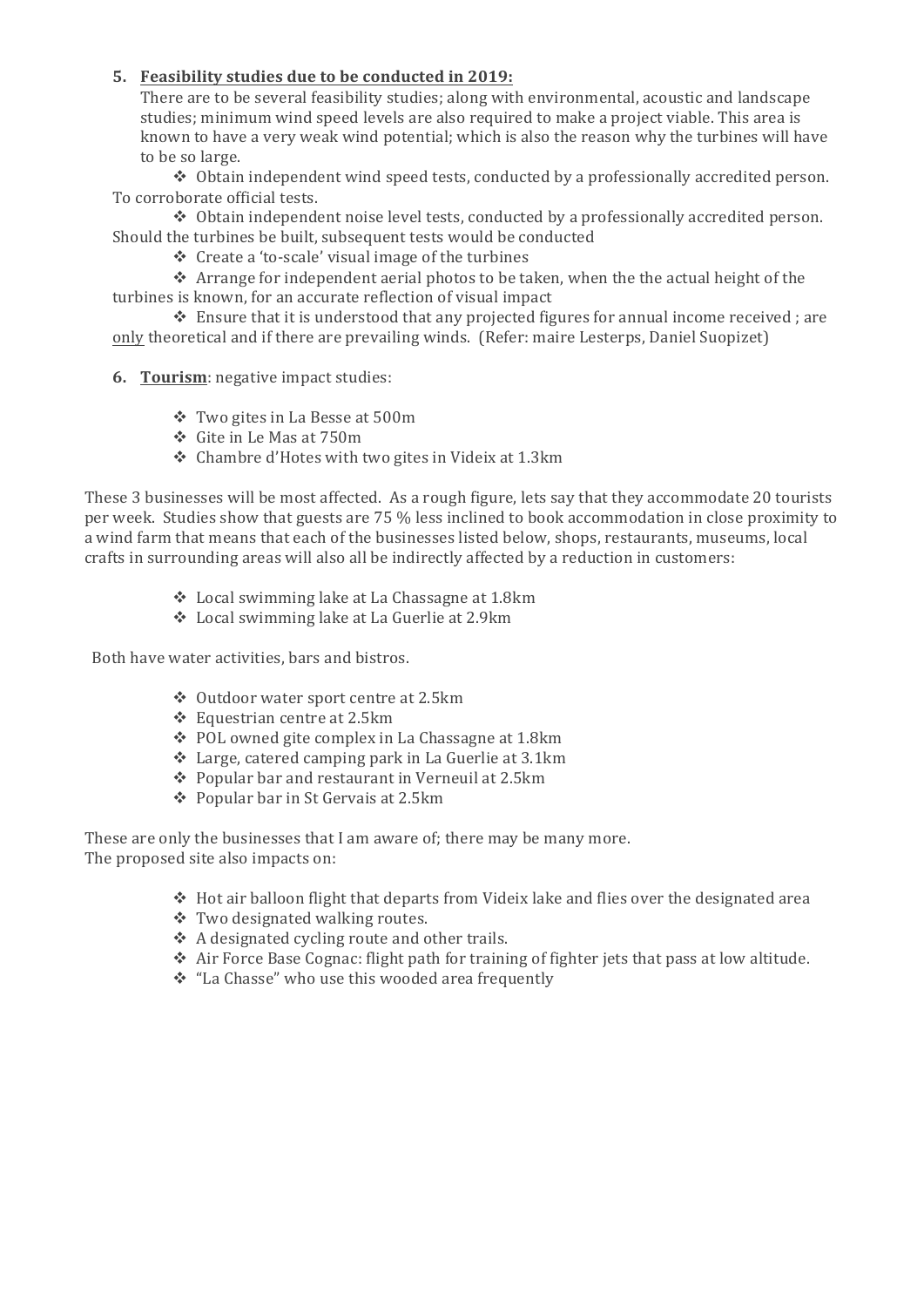5. **Feasibility studies due to be conducted in 2019:**
   There are to be several feasibility studies; along with environmental, acoustic and landscape studies; minimum wind speed levels are also required to make a project viable. This area is known to have a very weak wind potential; which is also the reason why the turbines will have to be so large.

❖ Obtain independent wind speed tests, conducted by a professionally accredited person. To corroborate official tests.

❖ Obtain independent noise level tests, conducted by a professionally accredited person. Should the turbines be built, subsequent tests would be conducted

❖ Create a 'to-scale' visual image of the turbines

❖ Arrange for independent aerial photos to be taken, when the the actual height of the turbines is known, for an accurate reflection of visual impact

❖ Ensure that it is understood that any projected figures for annual income received ; are only theoretical and if there are prevailing winds. (Refer: maire Lesterps, Daniel Suopizet)

6. **Tourism**: negative impact studies:

❖ Two gites in La Besse at 500m
❖ Gite in Le Mas at 750m
❖ Chambre d'Hotes with two gites in Videix at 1.3km

These 3 businesses will be most affected. As a rough figure, lets say that they accommodate 20 tourists per week. Studies show that guests are 75 % less inclined to book accommodation in close proximity to a wind farm that means that each of the businesses listed below, shops, restaurants, museums, local crafts in surrounding areas will also all be indirectly affected by a reduction in customers:

❖ Local swimming lake at La Chassagne at 1.8km
❖ Local swimming lake at La Guerlie at 2.9km

Both have water activities, bars and bistros.

❖ Outdoor water sport centre at 2.5km
❖ Equestrian centre at 2.5km
❖ POL owned gite complex in La Chassagne at 1.8km
❖ Large, catered camping park in La Guerlie at 3.1km
❖ Popular bar and restaurant in Verneuil at 2.5km
❖ Popular bar in St Gervais at 2.5km

These are only the businesses that I am aware of; there may be many more.
The proposed site also impacts on:

❖ Hot air balloon flight that departs from Videix lake and flies over the designated area
❖ Two designated walking routes.
❖ A designated cycling route and other trails.
❖ Air Force Base Cognac: flight path for training of fighter jets that pass at low altitude.
❖ "La Chasse" who use this wooded area frequently